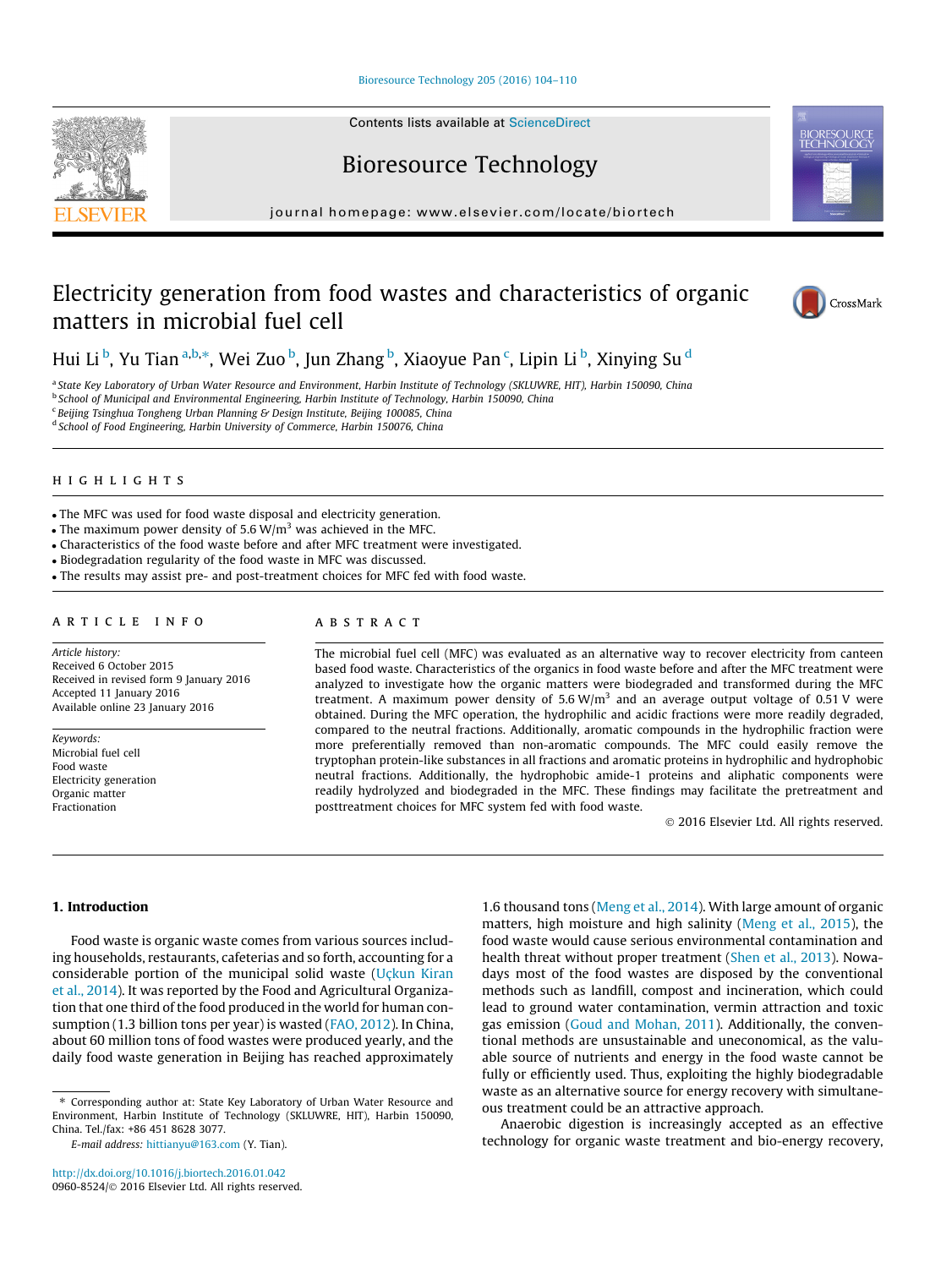# Electricity generation from food wastes and characteristics of organic matters in microbial fuel cell

Hui Li [b], Yu Tian [a,b,*], Wei Zuo [b], Jun Zhang [b], Xiaoyue Pan [c], Lipin Li [b], Xinying Su [d]

[a] State Key Laboratory of Urban Water Resource and Environment, Harbin Institute of Technology (SKLUWRE, HIT), Harbin 150090, China
[b] School of Municipal and Environmental Engineering, Harbin Institute of Technology, Harbin 150090, China
[c] Beijing Tsinghua Tongheng Urban Planning & Design Institute, Beijing 100085, China
[d] School of Food Engineering, Harbin University of Commerce, Harbin 150076, China

## HIGHLIGHTS

- The MFC was used for food waste disposal and electricity generation.
- The maximum power density of 5.6 $W/m^3$ was achieved in the MFC.
- Characteristics of the food waste before and after MFC treatment were investigated.
- Biodegradation regularity of the food waste in MFC was discussed.
- The results may assist pre- and post-treatment choices for MFC fed with food waste.

## ARTICLE INFO

*Article history:*
Received 6 October 2015
Received in revised form 9 January 2016
Accepted 11 January 2016
Available online 23 January 2016

*Keywords:*
Microbial fuel cell
Food waste
Electricity generation
Organic matter
Fractionation

## ABSTRACT

The microbial fuel cell (MFC) was evaluated as an alternative way to recover electricity from canteen based food waste. Characteristics of the organics in food waste before and after the MFC treatment were analyzed to investigate how the organic matters were biodegraded and transformed during the MFC treatment. A maximum power density of 5.6 $W/m^3$ and an average output voltage of 0.51 V were obtained. During the MFC operation, the hydrophilic and acidic fractions were more readily degraded, compared to the neutral fractions. Additionally, aromatic compounds in the hydrophilic fraction were more preferentially removed than non-aromatic compounds. The MFC could easily remove the tryptophan protein-like substances in all fractions and aromatic proteins in hydrophilic and hydrophobic neutral fractions. Additionally, the hydrophobic amide-1 proteins and aliphatic components were readily hydrolyzed and biodegraded in the MFC. These findings may facilitate the pretreatment and posttreatment choices for MFC system fed with food waste.

© 2016 Elsevier Ltd. All rights reserved.

## 1. Introduction

Food waste is organic waste comes from various sources including households, restaurants, cafeterias and so forth, accounting for a considerable portion of the municipal solid waste (Uçkun Kiran et al., 2014). It was reported by the Food and Agricultural Organization that one third of the food produced in the world for human consumption (1.3 billion tons per year) is wasted (FAO, 2012). In China, about 60 million tons of food wastes were produced yearly, and the daily food waste generation in Beijing has reached approximately 1.6 thousand tons (Meng et al., 2014). With large amount of organic matters, high moisture and high salinity (Meng et al., 2015), the food waste would cause serious environmental contamination and health threat without proper treatment (Shen et al., 2013). Nowadays most of the food wastes are disposed by the conventional methods such as landfill, compost and incineration, which could lead to ground water contamination, vermin attraction and toxic gas emission (Goud and Mohan, 2011). Additionally, the conventional methods are unsustainable and uneconomical, as the valuable source of nutrients and energy in the food waste cannot be fully or efficiently used. Thus, exploiting the highly biodegradable waste as an alternative source for energy recovery with simultaneous treatment could be an attractive approach.

Anaerobic digestion is increasingly accepted as an effective technology for organic waste treatment and bio-energy recovery,

* Corresponding author at: State Key Laboratory of Urban Water Resource and Environment, Harbin Institute of Technology (SKLUWRE, HIT), Harbin 150090, China. Tel./fax: +86 451 8628 3077.

E-mail address: hittianyu@163.com (Y. Tian).

http://dx.doi.org/10.1016/j.biortech.2016.01.042
0960-8524/© 2016 Elsevier Ltd. All rights reserved.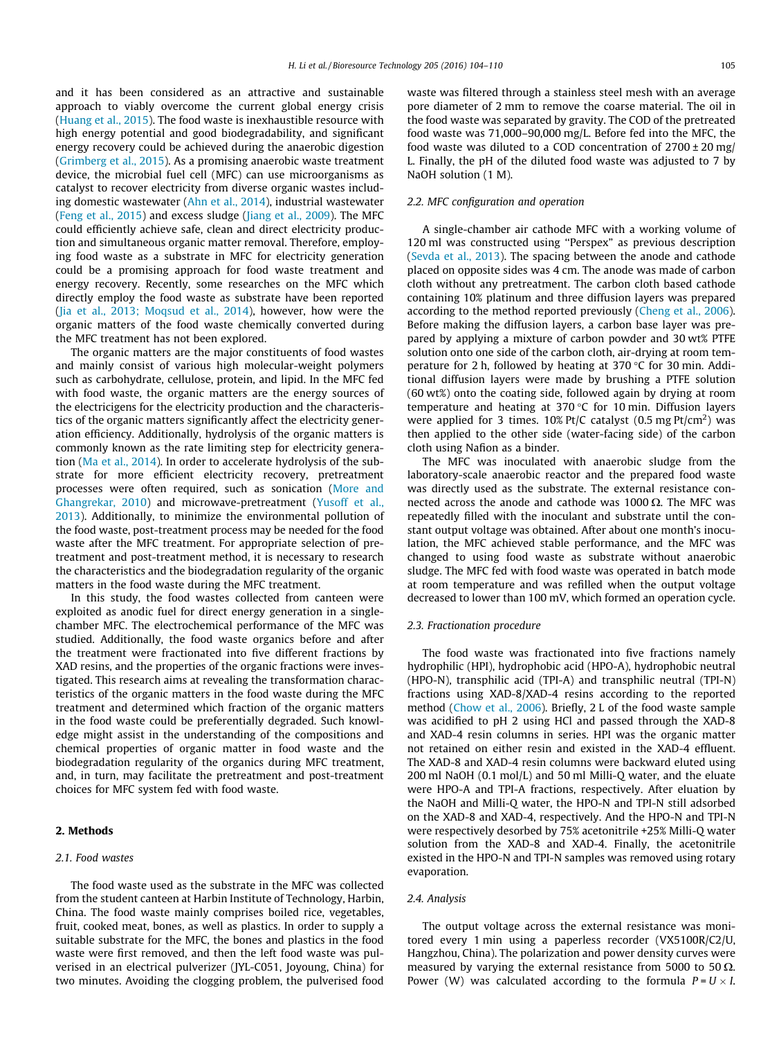and it has been considered as an attractive and sustainable approach to viably overcome the current global energy crisis (Huang et al., 2015). The food waste is inexhaustible resource with high energy potential and good biodegradability, and significant energy recovery could be achieved during the anaerobic digestion (Grimberg et al., 2015). As a promising anaerobic waste treatment device, the microbial fuel cell (MFC) can use microorganisms as catalyst to recover electricity from diverse organic wastes including domestic wastewater (Ahn et al., 2014), industrial wastewater (Feng et al., 2015) and excess sludge (Jiang et al., 2009). The MFC could efficiently achieve safe, clean and direct electricity production and simultaneous organic matter removal. Therefore, employing food waste as a substrate in MFC for electricity generation could be a promising approach for food waste treatment and energy recovery. Recently, some researches on the MFC which directly employ the food waste as substrate have been reported (Jia et al., 2013; Moqsud et al., 2014), however, how were the organic matters of the food waste chemically converted during the MFC treatment has not been explored.

The organic matters are the major constituents of food wastes and mainly consist of various high molecular-weight polymers such as carbohydrate, cellulose, protein, and lipid. In the MFC fed with food waste, the organic matters are the energy sources of the electricigens for the electricity production and the characteristics of the organic matters significantly affect the electricity generation efficiency. Additionally, hydrolysis of the organic matters is commonly known as the rate limiting step for electricity generation (Ma et al., 2014). In order to accelerate hydrolysis of the substrate for more efficient electricity recovery, pretreatment processes were often required, such as sonication (More and Ghangrekar, 2010) and microwave-pretreatment (Yusoff et al., 2013). Additionally, to minimize the environmental pollution of the food waste, post-treatment process may be needed for the food waste after the MFC treatment. For appropriate selection of pretreatment and post-treatment method, it is necessary to research the characteristics and the biodegradation regularity of the organic matters in the food waste during the MFC treatment.

In this study, the food wastes collected from canteen were exploited as anodic fuel for direct energy generation in a single-chamber MFC. The electrochemical performance of the MFC was studied. Additionally, the food waste organics before and after the treatment were fractionated into five different fractions by XAD resins, and the properties of the organic fractions were investigated. This research aims at revealing the transformation characteristics of the organic matters in the food waste during the MFC treatment and determined which fraction of the organic matters in the food waste could be preferentially degraded. Such knowledge might assist in the understanding of the compositions and chemical properties of organic matter in food waste and the biodegradation regularity of the organics during MFC treatment, and, in turn, may facilitate the pretreatment and post-treatment choices for MFC system fed with food waste.

## 2. Methods

### 2.1. Food wastes

The food waste used as the substrate in the MFC was collected from the student canteen at Harbin Institute of Technology, Harbin, China. The food waste mainly comprises boiled rice, vegetables, fruit, cooked meat, bones, as well as plastics. In order to supply a suitable substrate for the MFC, the bones and plastics in the food waste were first removed, and then the left food waste was pulverised in an electrical pulverizer (JYL-C051, Joyoung, China) for two minutes. Avoiding the clogging problem, the pulverised food waste was filtered through a stainless steel mesh with an average pore diameter of 2 mm to remove the coarse material. The oil in the food waste was separated by gravity. The COD of the pretreated food waste was 71,000–90,000 mg/L. Before fed into the MFC, the food waste was diluted to a COD concentration of 2700 ± 20 mg/L. Finally, the pH of the diluted food waste was adjusted to 7 by NaOH solution (1 M).

### 2.2. MFC configuration and operation

A single-chamber air cathode MFC with a working volume of 120 ml was constructed using "Perspex" as previous description (Sevda et al., 2013). The spacing between the anode and cathode placed on opposite sides was 4 cm. The anode was made of carbon cloth without any pretreatment. The carbon cloth based cathode containing 10% platinum and three diffusion layers was prepared according to the method reported previously (Cheng et al., 2006). Before making the diffusion layers, a carbon base layer was prepared by applying a mixture of carbon powder and 30 wt% PTFE solution onto one side of the carbon cloth, air-drying at room temperature for 2 h, followed by heating at 370 °C for 30 min. Additional diffusion layers were made by brushing a PTFE solution (60 wt%) onto the coating side, followed again by drying at room temperature and heating at 370 °C for 10 min. Diffusion layers were applied for 3 times. 10% Pt/C catalyst (0.5 mg Pt/$cm^2$) was then applied to the other side (water-facing side) of the carbon cloth using Nafion as a binder.

The MFC was inoculated with anaerobic sludge from the laboratory-scale anaerobic reactor and the prepared food waste was directly used as the substrate. The external resistance connected across the anode and cathode was 1000 Ω. The MFC was repeatedly filled with the inoculant and substrate until the constant output voltage was obtained. After about one month's inoculation, the MFC achieved stable performance, and the MFC was changed to using food waste as substrate without anaerobic sludge. The MFC fed with food waste was operated in batch mode at room temperature and was refilled when the output voltage decreased to lower than 100 mV, which formed an operation cycle.

### 2.3. Fractionation procedure

The food waste was fractionated into five fractions namely hydrophilic (HPI), hydrophobic acid (HPO-A), hydrophobic neutral (HPO-N), transphilic acid (TPI-A) and transphilic neutral (TPI-N) fractions using XAD-8/XAD-4 resins according to the reported method (Chow et al., 2006). Briefly, 2 L of the food waste sample was acidified to pH 2 using HCl and passed through the XAD-8 and XAD-4 resin columns in series. HPI was the organic matter not retained on either resin and existed in the XAD-4 effluent. The XAD-8 and XAD-4 resin columns were backward eluted using 200 ml NaOH (0.1 mol/L) and 50 ml Milli-Q water, and the eluate were HPO-A and TPI-A fractions, respectively. After eluation by the NaOH and Milli-Q water, the HPO-N and TPI-N still adsorbed on the XAD-8 and XAD-4, respectively. And the HPO-N and TPI-N were respectively desorbed by 75% acetonitrile +25% Milli-Q water solution from the XAD-8 and XAD-4. Finally, the acetonitrile existed in the HPO-N and TPI-N samples was removed using rotary evaporation.

### 2.4. Analysis

The output voltage across the external resistance was monitored every 1 min using a paperless recorder (VX5100R/C2/U, Hangzhou, China). The polarization and power density curves were measured by varying the external resistance from 5000 to 50 Ω. Power (W) was calculated according to the formula $P = U \times I$.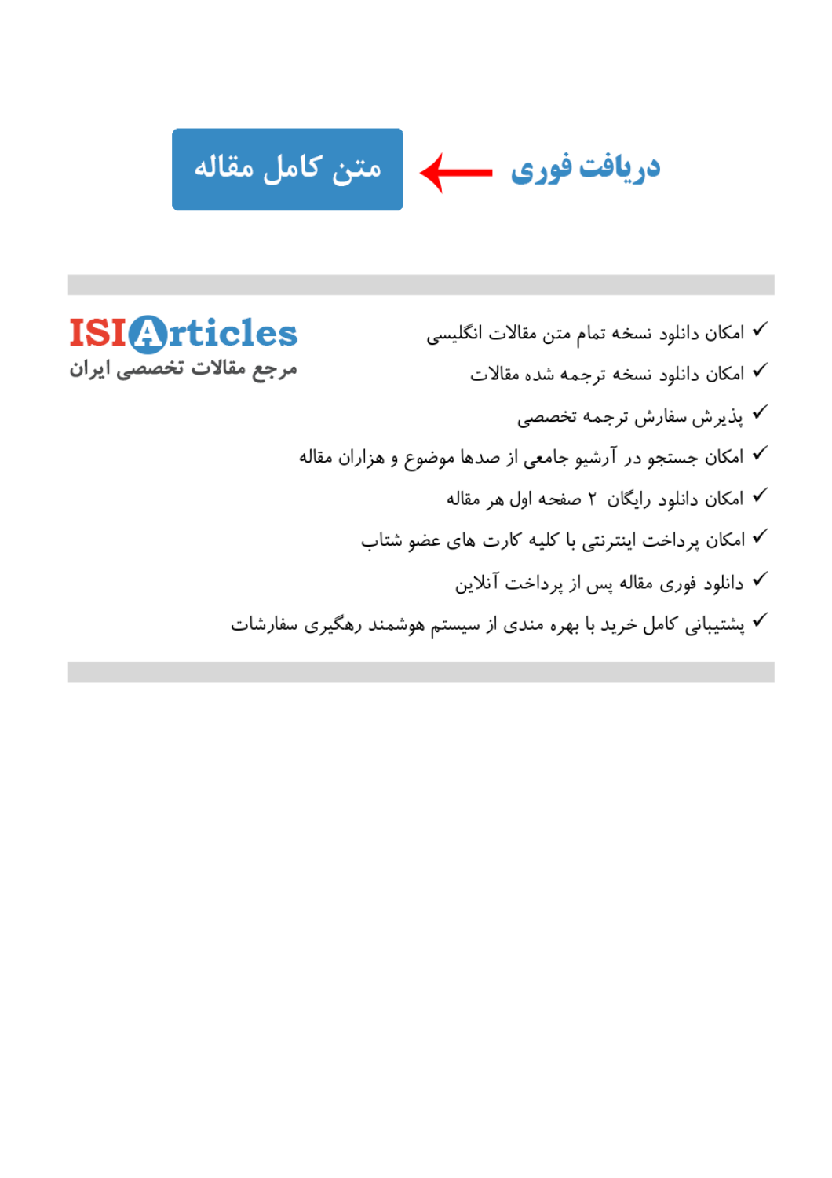دریافت فوری ← متن کامل مقاله

**ISIArticles**
مرجع مقالات تخصصی ایران

- ✓ امکان دانلود نسخه تمام متن مقالات انگلیسی
- ✓ امکان دانلود نسخه ترجمه شده مقالات
- ✓ پذیرش سفارش ترجمه تخصصی
- ✓ امکان جستجو در آرشیو جامعی از صدها موضوع و هزاران مقاله
- ✓ امکان دانلود رایگان ۲ صفحه اول هر مقاله
- ✓ امکان پرداخت اینترنتی با کلیه کارت های عضو شتاب
- ✓ دانلود فوری مقاله پس از پرداخت آنلاین
- ✓ پشتیبانی کامل خرید با بهره مندی از سیستم هوشمند رهگیری سفارشات